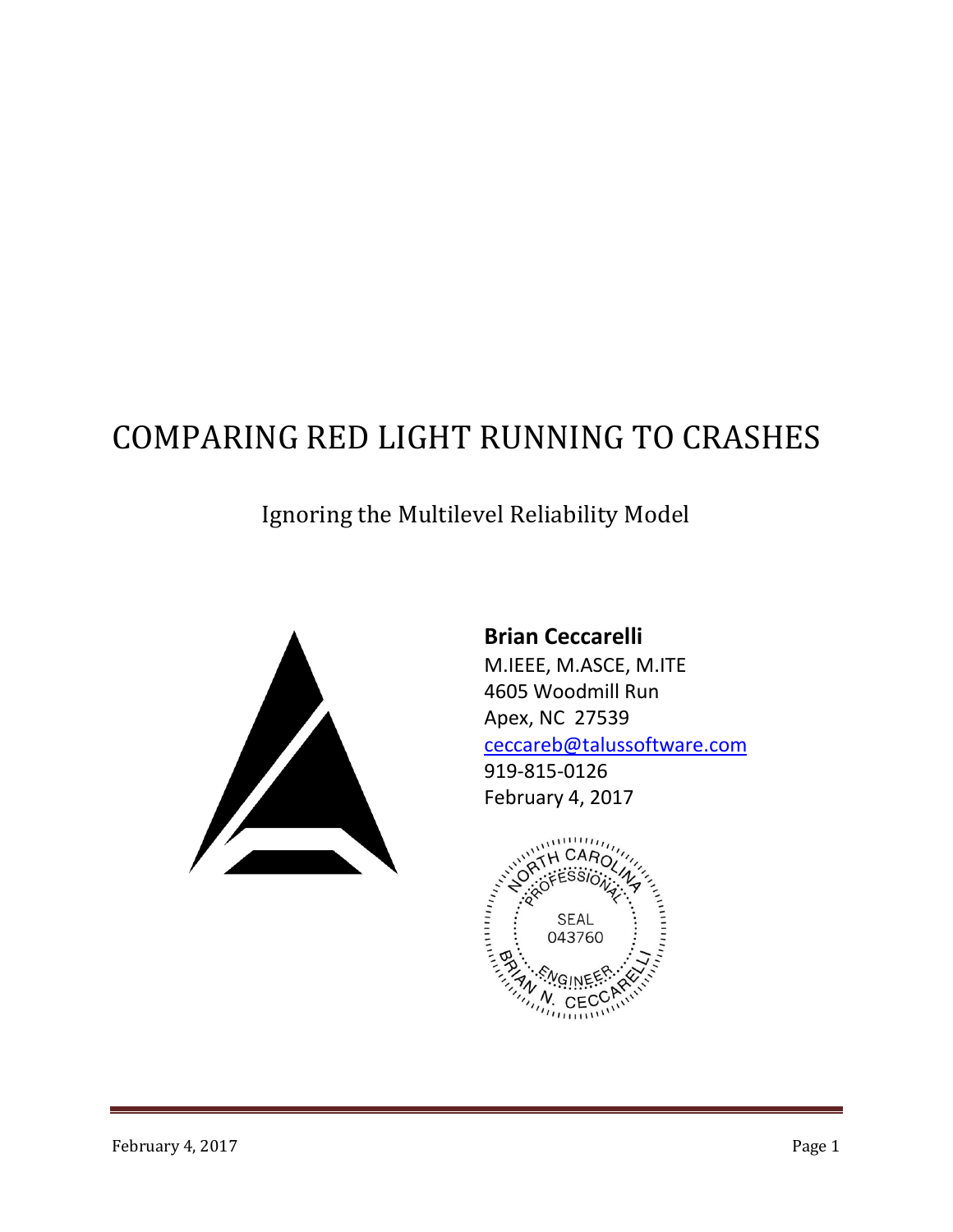# COMPARING RED LIGHT RUNNING TO CRASHES

## Ignoring the Multilevel Reliability Model

**Brian Ceccarelli**
M.IEEE, M.ASCE, M.ITE
4605 Woodmill Run
Apex, NC 27539
ceccareb@talussoftware.com
919-815-0126
February 4, 2017

NORTH CAROLINA PROFESSIONAL SEAL 043760 ENGINEER BRIAN N. CECCARELLI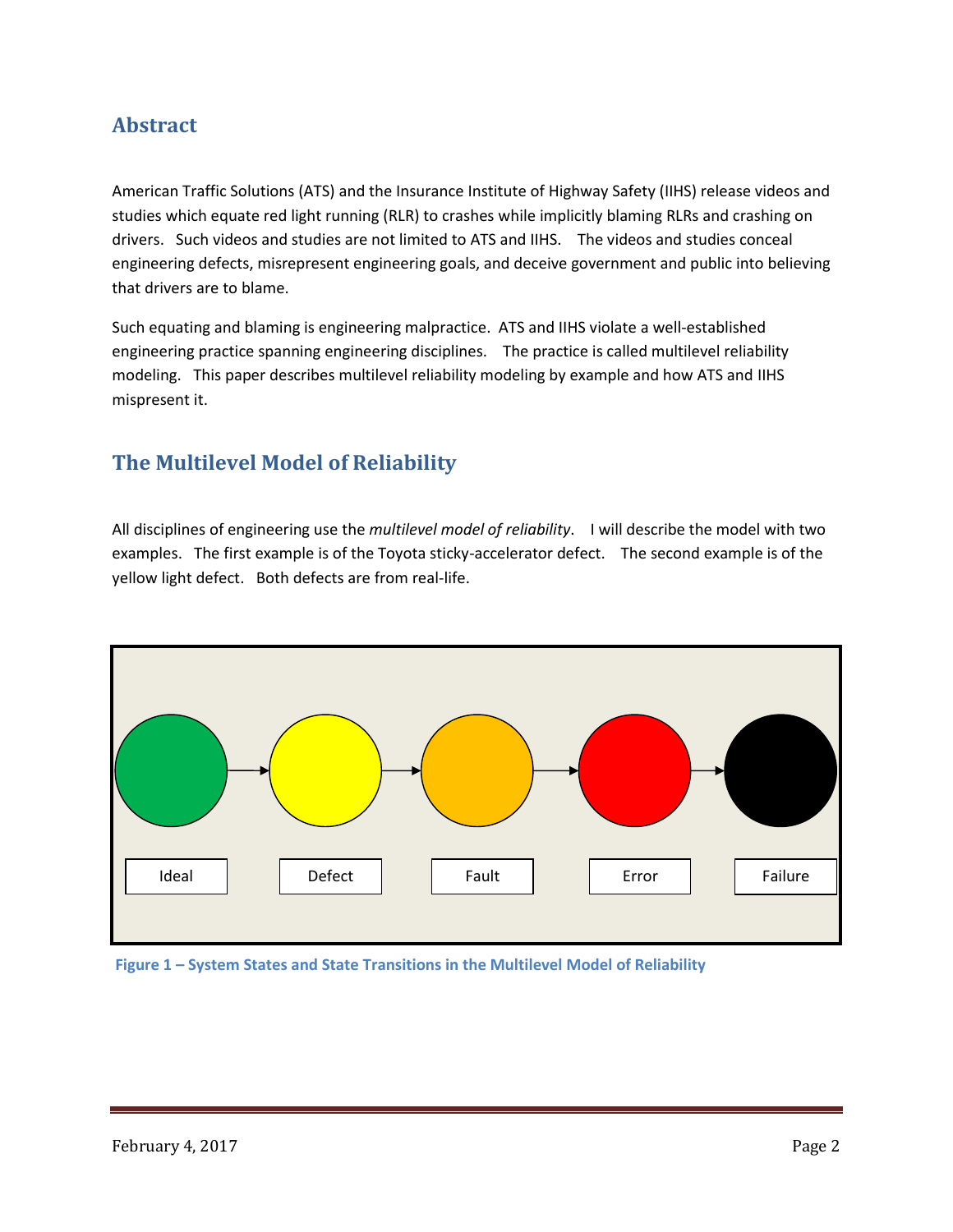## Abstract

American Traffic Solutions (ATS) and the Insurance Institute of Highway Safety (IIHS) release videos and studies which equate red light running (RLR) to crashes while implicitly blaming RLRs and crashing on drivers. Such videos and studies are not limited to ATS and IIHS. The videos and studies conceal engineering defects, misrepresent engineering goals, and deceive government and public into believing that drivers are to blame.

Such equating and blaming is engineering malpractice. ATS and IIHS violate a well-established engineering practice spanning engineering disciplines. The practice is called multilevel reliability modeling. This paper describes multilevel reliability modeling by example and how ATS and IIHS mispresent it.

## The Multilevel Model of Reliability

All disciplines of engineering use the *multilevel model of reliability*. I will describe the model with two examples. The first example is of the Toyota sticky-accelerator defect. The second example is of the yellow light defect. Both defects are from real-life.

Ideal → Defect → Fault → Error → Failure

**Figure 1 – System States and State Transitions in the Multilevel Model of Reliability**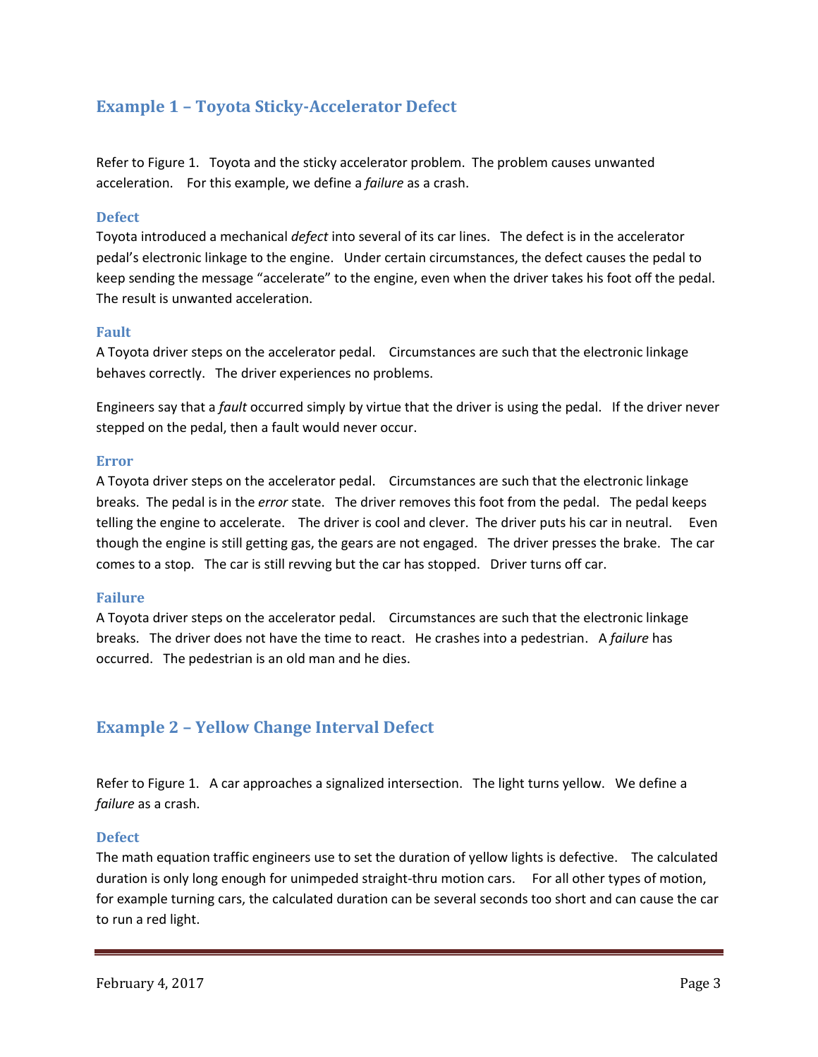## Example 1 – Toyota Sticky-Accelerator Defect

Refer to Figure 1. Toyota and the sticky accelerator problem. The problem causes unwanted acceleration. For this example, we define a *failure* as a crash.

### Defect

Toyota introduced a mechanical *defect* into several of its car lines. The defect is in the accelerator pedal's electronic linkage to the engine. Under certain circumstances, the defect causes the pedal to keep sending the message "accelerate" to the engine, even when the driver takes his foot off the pedal. The result is unwanted acceleration.

### Fault

A Toyota driver steps on the accelerator pedal. Circumstances are such that the electronic linkage behaves correctly. The driver experiences no problems.

Engineers say that a *fault* occurred simply by virtue that the driver is using the pedal. If the driver never stepped on the pedal, then a fault would never occur.

### Error

A Toyota driver steps on the accelerator pedal. Circumstances are such that the electronic linkage breaks. The pedal is in the *error* state. The driver removes this foot from the pedal. The pedal keeps telling the engine to accelerate. The driver is cool and clever. The driver puts his car in neutral. Even though the engine is still getting gas, the gears are not engaged. The driver presses the brake. The car comes to a stop. The car is still revving but the car has stopped. Driver turns off car.

### Failure

A Toyota driver steps on the accelerator pedal. Circumstances are such that the electronic linkage breaks. The driver does not have the time to react. He crashes into a pedestrian. A *failure* has occurred. The pedestrian is an old man and he dies.

## Example 2 – Yellow Change Interval Defect

Refer to Figure 1. A car approaches a signalized intersection. The light turns yellow. We define a *failure* as a crash.

### Defect

The math equation traffic engineers use to set the duration of yellow lights is defective. The calculated duration is only long enough for unimpeded straight-thru motion cars. For all other types of motion, for example turning cars, the calculated duration can be several seconds too short and can cause the car to run a red light.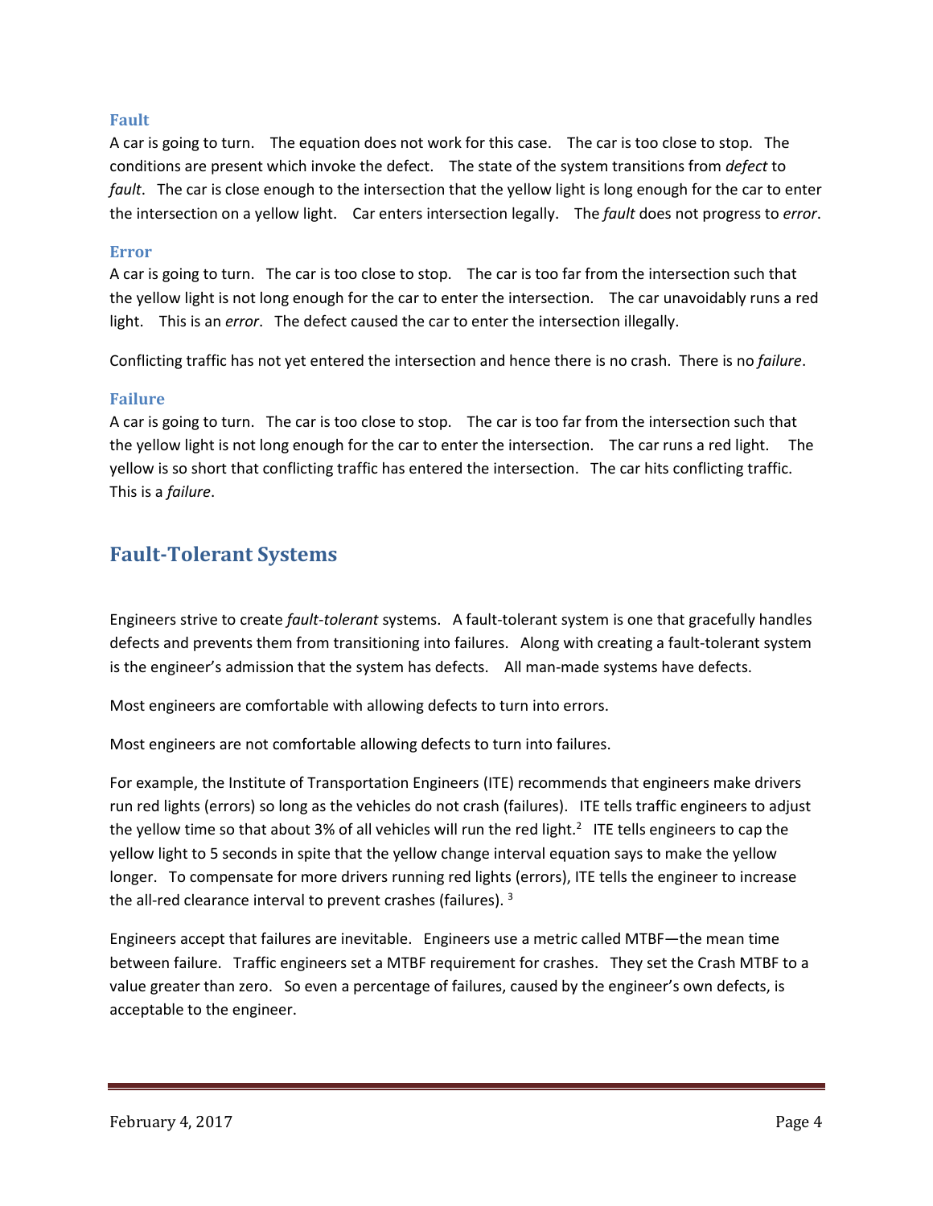### Fault

A car is going to turn. The equation does not work for this case. The car is too close to stop. The conditions are present which invoke the defect. The state of the system transitions from *defect* to *fault*. The car is close enough to the intersection that the yellow light is long enough for the car to enter the intersection on a yellow light. Car enters intersection legally. The *fault* does not progress to *error*.

### Error

A car is going to turn. The car is too close to stop. The car is too far from the intersection such that the yellow light is not long enough for the car to enter the intersection. The car unavoidably runs a red light. This is an *error*. The defect caused the car to enter the intersection illegally.

Conflicting traffic has not yet entered the intersection and hence there is no crash. There is no *failure*.

### Failure

A car is going to turn. The car is too close to stop. The car is too far from the intersection such that the yellow light is not long enough for the car to enter the intersection. The car runs a red light. The yellow is so short that conflicting traffic has entered the intersection. The car hits conflicting traffic. This is a *failure*.

## Fault-Tolerant Systems

Engineers strive to create *fault-tolerant* systems. A fault-tolerant system is one that gracefully handles defects and prevents them from transitioning into failures. Along with creating a fault-tolerant system is the engineer's admission that the system has defects. All man-made systems have defects.

Most engineers are comfortable with allowing defects to turn into errors.

Most engineers are not comfortable allowing defects to turn into failures.

For example, the Institute of Transportation Engineers (ITE) recommends that engineers make drivers run red lights (errors) so long as the vehicles do not crash (failures). ITE tells traffic engineers to adjust the yellow time so that about 3% of all vehicles will run the red light.[2] ITE tells engineers to cap the yellow light to 5 seconds in spite that the yellow change interval equation says to make the yellow longer. To compensate for more drivers running red lights (errors), ITE tells the engineer to increase the all-red clearance interval to prevent crashes (failures).[3]

Engineers accept that failures are inevitable. Engineers use a metric called MTBF—the mean time between failure. Traffic engineers set a MTBF requirement for crashes. They set the Crash MTBF to a value greater than zero. So even a percentage of failures, caused by the engineer's own defects, is acceptable to the engineer.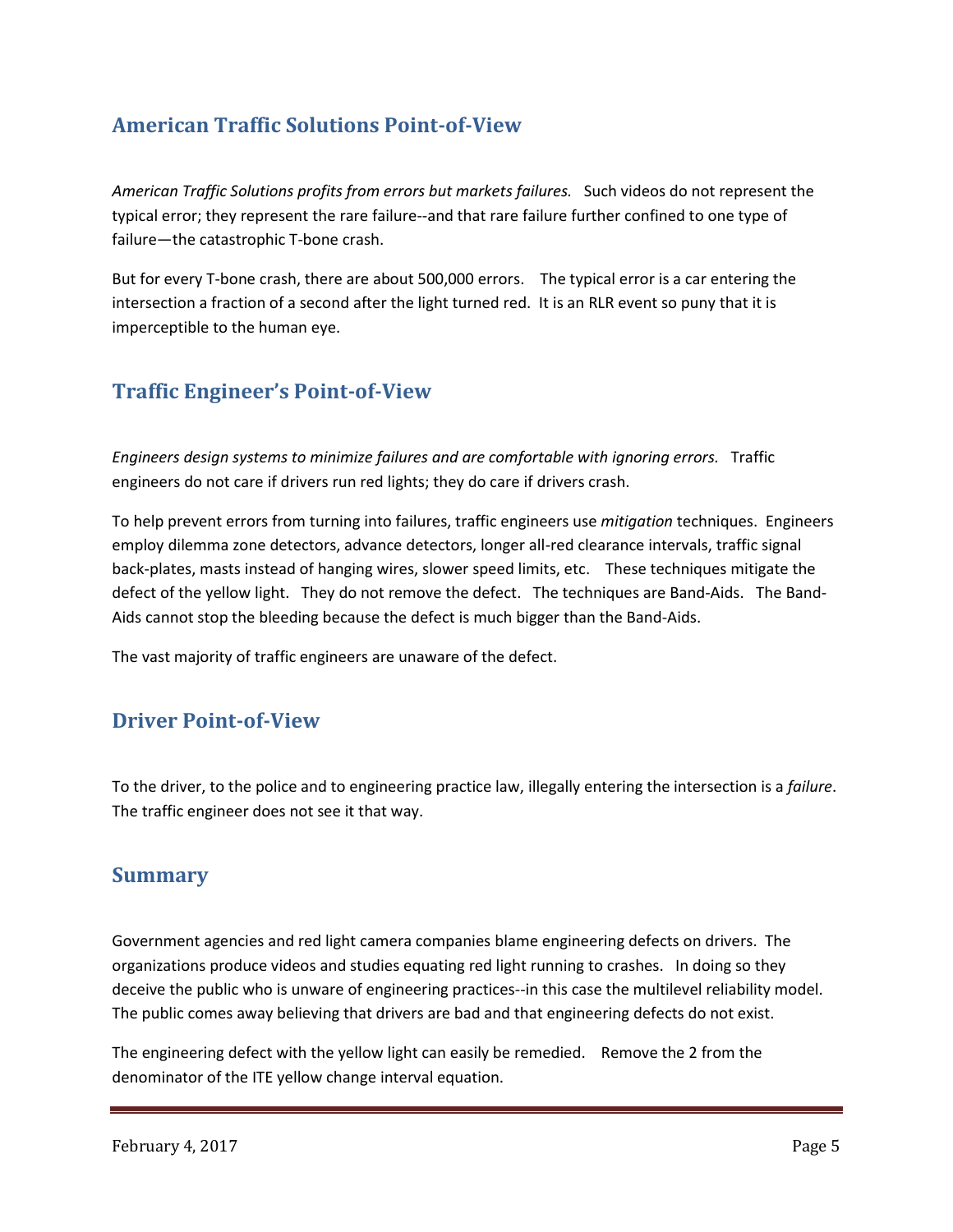## American Traffic Solutions Point-of-View

*American Traffic Solutions profits from errors but markets failures.* Such videos do not represent the typical error; they represent the rare failure--and that rare failure further confined to one type of failure—the catastrophic T-bone crash.

But for every T-bone crash, there are about 500,000 errors. The typical error is a car entering the intersection a fraction of a second after the light turned red. It is an RLR event so puny that it is imperceptible to the human eye.

## Traffic Engineer's Point-of-View

*Engineers design systems to minimize failures and are comfortable with ignoring errors.* Traffic engineers do not care if drivers run red lights; they do care if drivers crash.

To help prevent errors from turning into failures, traffic engineers use *mitigation* techniques. Engineers employ dilemma zone detectors, advance detectors, longer all-red clearance intervals, traffic signal back-plates, masts instead of hanging wires, slower speed limits, etc. These techniques mitigate the defect of the yellow light. They do not remove the defect. The techniques are Band-Aids. The Band-Aids cannot stop the bleeding because the defect is much bigger than the Band-Aids.

The vast majority of traffic engineers are unaware of the defect.

## Driver Point-of-View

To the driver, to the police and to engineering practice law, illegally entering the intersection is a *failure*. The traffic engineer does not see it that way.

## Summary

Government agencies and red light camera companies blame engineering defects on drivers. The organizations produce videos and studies equating red light running to crashes. In doing so they deceive the public who is unware of engineering practices--in this case the multilevel reliability model. The public comes away believing that drivers are bad and that engineering defects do not exist.

The engineering defect with the yellow light can easily be remedied. Remove the 2 from the denominator of the ITE yellow change interval equation.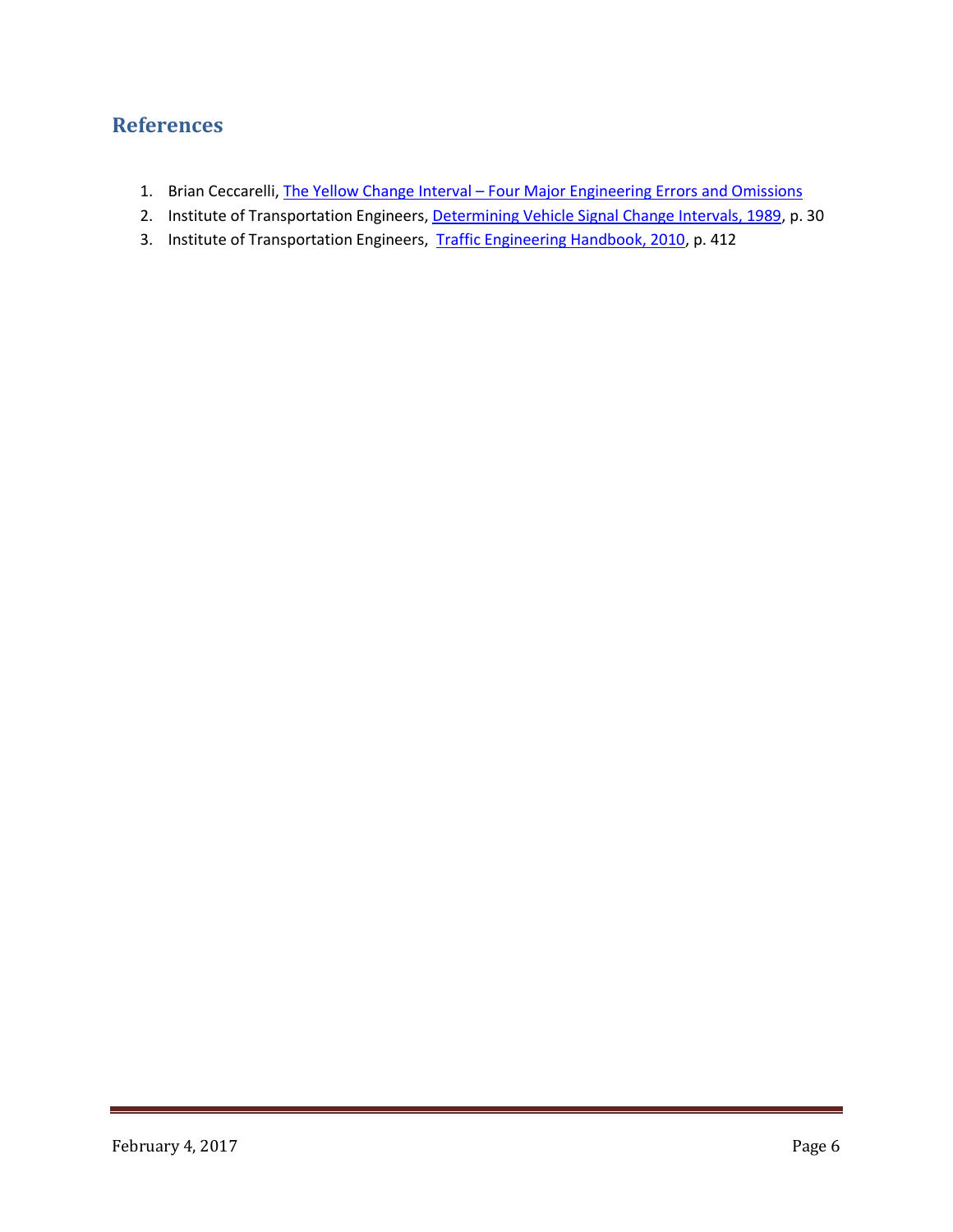## References

1. Brian Ceccarelli, The Yellow Change Interval – Four Major Engineering Errors and Omissions
2. Institute of Transportation Engineers, Determining Vehicle Signal Change Intervals, 1989, p. 30
3. Institute of Transportation Engineers, Traffic Engineering Handbook, 2010, p. 412